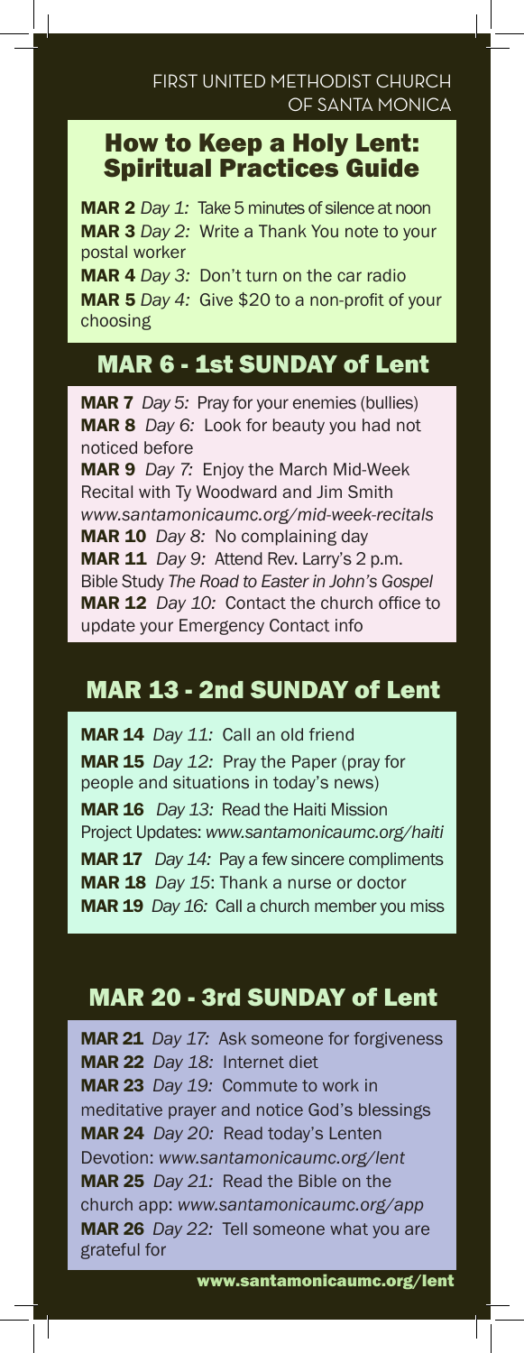FIRST UNITED METHODIST CHURCH OF SANTA MONICA

# How to Keep a Holy Lent: Spiritual Practices Guide

**MAR 2** *Day 1:* Take 5 minutes of silence at noon
**MAR 3** *Day 2:* Write a Thank You note to your postal worker
**MAR 4** *Day 3:* Don't turn on the car radio
**MAR 5** *Day 4:* Give $20 to a non-profit of your choosing

## MAR 6 - 1st SUNDAY of Lent

**MAR 7** *Day 5:* Pray for your enemies (bullies)
**MAR 8** *Day 6:* Look for beauty you had not noticed before
**MAR 9** *Day 7:* Enjoy the March Mid-Week Recital with Ty Woodward and Jim Smith *www.santamonicaumc.org/mid-week-recitals*
**MAR 10** *Day 8:* No complaining day
**MAR 11** *Day 9:* Attend Rev. Larry's 2 p.m. Bible Study *The Road to Easter in John's Gospel*
**MAR 12** *Day 10:* Contact the church office to update your Emergency Contact info

## MAR 13 - 2nd SUNDAY of Lent

**MAR 14** *Day 11:* Call an old friend
**MAR 15** *Day 12:* Pray the Paper (pray for people and situations in today's news)
**MAR 16** *Day 13:* Read the Haiti Mission Project Updates: *www.santamonicaumc.org/haiti*
**MAR 17** *Day 14:* Pay a few sincere compliments
**MAR 18** *Day 15*: Thank a nurse or doctor
**MAR 19** *Day 16:* Call a church member you miss

## MAR 20 - 3rd SUNDAY of Lent

**MAR 21** *Day 17:* Ask someone for forgiveness
**MAR 22** *Day 18:* Internet diet
**MAR 23** *Day 19:* Commute to work in meditative prayer and notice God's blessings
**MAR 24** *Day 20:* Read today's Lenten Devotion: *www.santamonicaumc.org/lent*
**MAR 25** *Day 21:* Read the Bible on the church app: *www.santamonicaumc.org/app*
**MAR 26** *Day 22:* Tell someone what you are grateful for

www.santamonicaumc.org/lent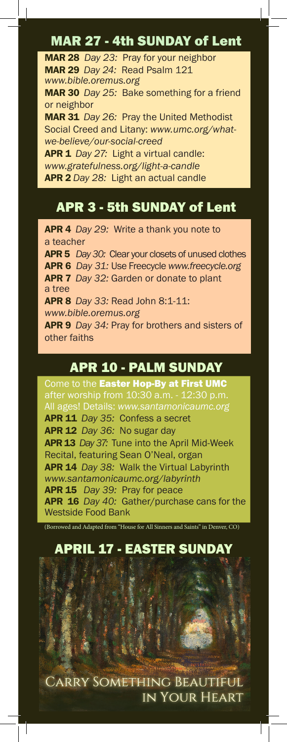## MAR 27 - 4th SUNDAY of Lent

**MAR 28** *Day 23:* Pray for your neighbor
**MAR 29** *Day 24:* Read Psalm 121 *www.bible.oremus.org*
**MAR 30** *Day 25:* Bake something for a friend or neighbor
**MAR 31** *Day 26:* Pray the United Methodist Social Creed and Litany: *www.umc.org/what-we-believe/our-social-creed*
**APR 1** *Day 27:* Light a virtual candle: *www.gratefulness.org/light-a-candle*
**APR 2** *Day 28:* Light an actual candle

## APR 3 - 5th SUNDAY of Lent

**APR 4** *Day 29:* Write a thank you note to a teacher
**APR 5** *Day 30:* Clear your closets of unused clothes
**APR 6** *Day 31:* Use Freecycle *www.freecycle.org*
**APR 7** *Day 32:* Garden or donate to plant a tree
**APR 8** *Day 33:* Read John 8:1-11: *www.bible.oremus.org*
**APR 9** *Day 34:* Pray for brothers and sisters of other faiths

## APR 10 - PALM SUNDAY

Come to the **Easter Hop-By at First UMC** after worship from 10:30 a.m. - 12:30 p.m. All ages! Details: *www.santamonicaumc.org*
**APR 11** *Day 35:* Confess a secret
**APR 12** *Day 36:* No sugar day
**APR 13** *Day 37:* Tune into the April Mid-Week Recital, featuring Sean O'Neal, organ
**APR 14** *Day 38:* Walk the Virtual Labyrinth *www.santamonicaumc.org/labyrinth*
**APR 15** *Day 39:* Pray for peace
**APR 16** *Day 40:* Gather/purchase cans for the Westside Food Bank

(Borrowed and Adapted from "House for All Sinners and Saints" in Denver, CO)

## APRIL 17 - EASTER SUNDAY

Carry Something Beautiful in Your Heart